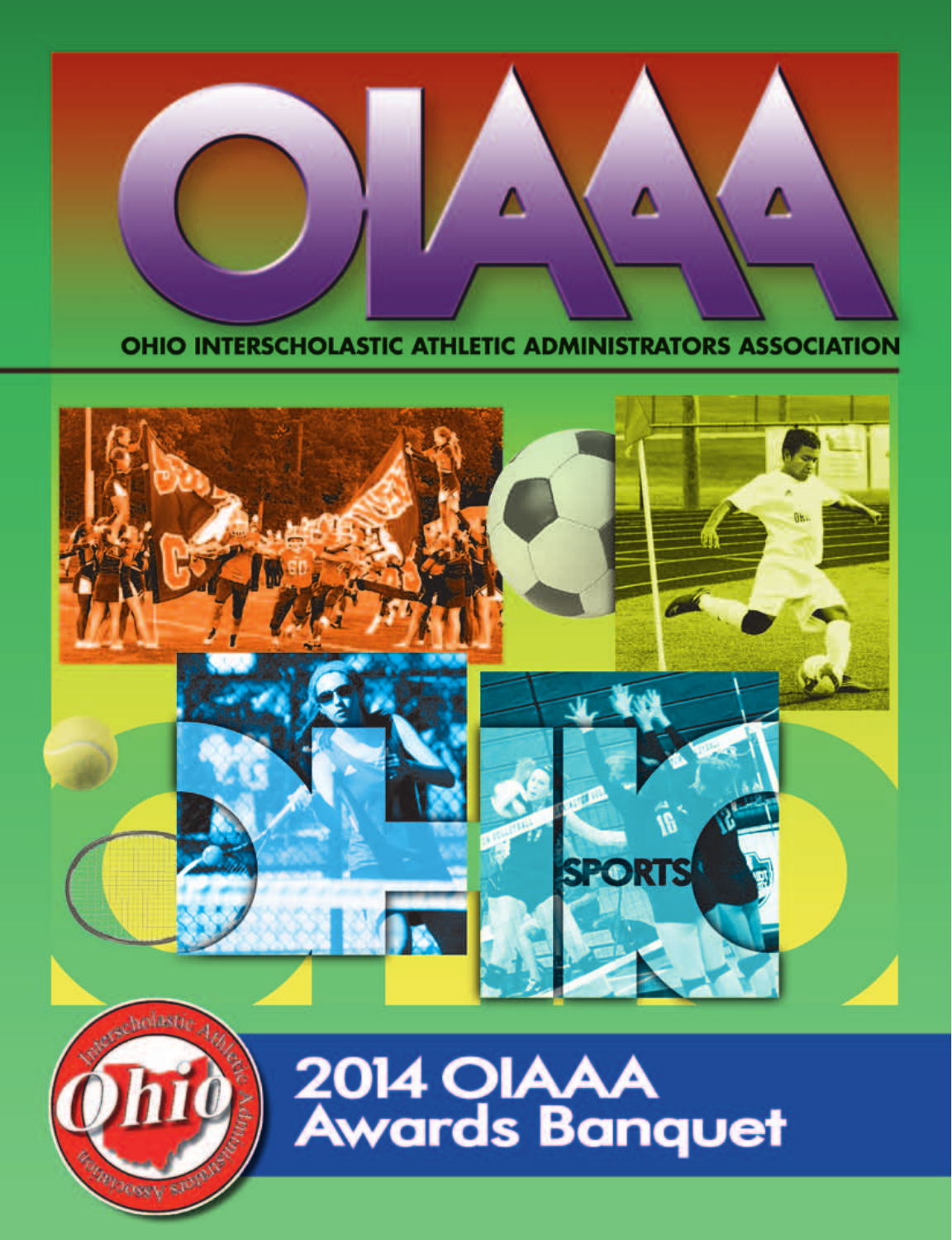# OIAAA

## OHIO INTERSCHOLASTIC ATHLETIC ADMINISTRATORS ASSOCIATION

# 2014 OIAAA Awards Banquet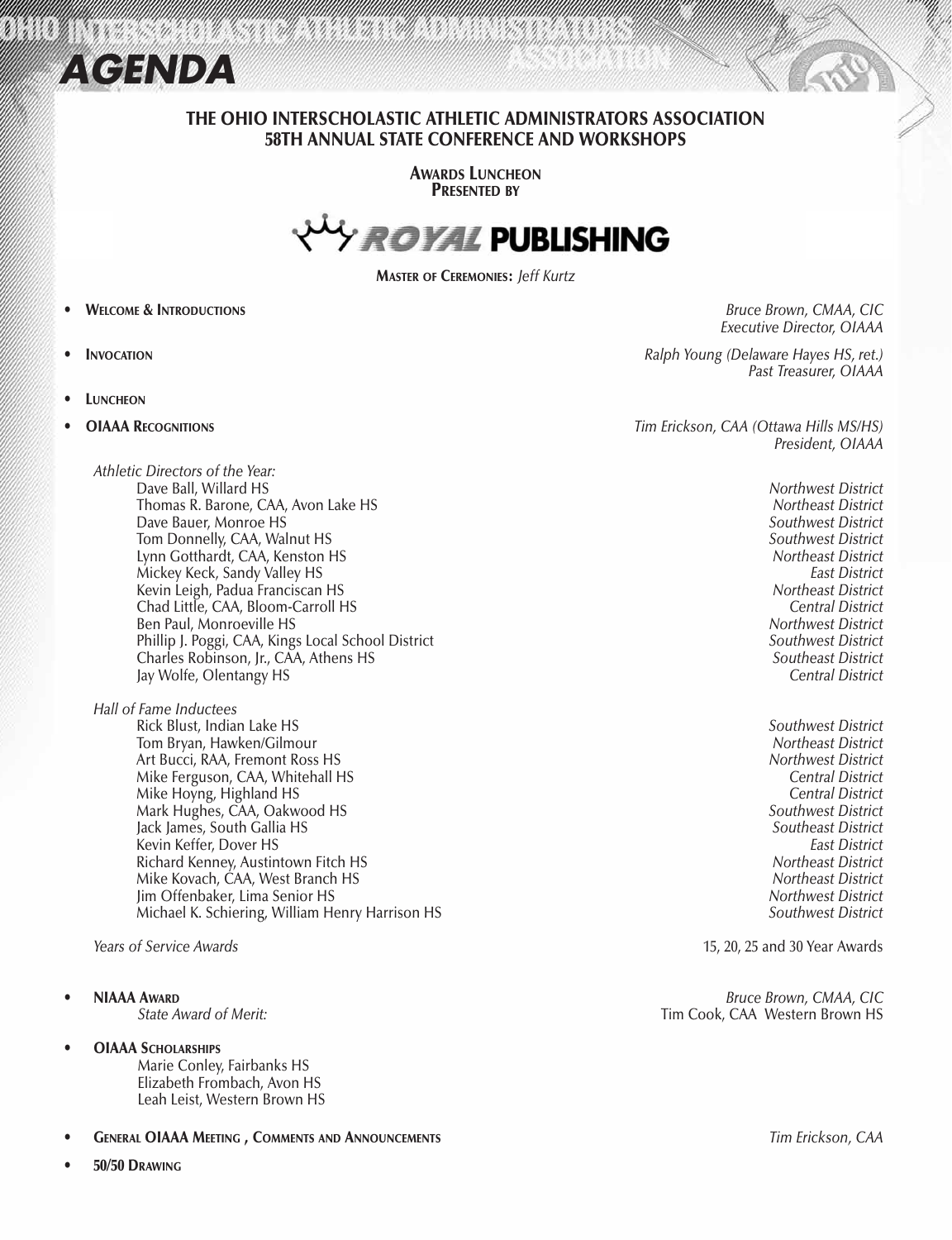# AGENDA

## THE OHIO INTERSCHOLASTIC ATHLETIC ADMINISTRATORS ASSOCIATION 58TH ANNUAL STATE CONFERENCE AND WORKSHOPS

**AWARDS LUNCHEON**
**PRESENTED BY**

**ROYAL PUBLISHING**

**MASTER OF CEREMONIES:** *Jeff Kurtz*

- **WELCOME & INTRODUCTIONS** — *Bruce Brown, CMAA, CIC, Executive Director, OIAAA*
- **INVOCATION** — *Ralph Young (Delaware Hayes HS, ret.), Past Treasurer, OIAAA*
- **LUNCHEON**
- **OIAAA RECOGNITIONS** — *Tim Erickson, CAA (Ottawa Hills MS/HS), President, OIAAA*

*Athletic Directors of the Year:*

| Name | District |
|---|---|
| Dave Ball, Willard HS | *Northwest District* |
| Thomas R. Barone, CAA, Avon Lake HS | *Northeast District* |
| Dave Bauer, Monroe HS | *Southwest District* |
| Tom Donnelly, CAA, Walnut HS | *Southwest District* |
| Lynn Gotthardt, CAA, Kenston HS | *Northeast District* |
| Mickey Keck, Sandy Valley HS | *East District* |
| Kevin Leigh, Padua Franciscan HS | *Northeast District* |
| Chad Little, CAA, Bloom-Carroll HS | *Central District* |
| Ben Paul, Monroeville HS | *Northwest District* |
| Phillip J. Poggi, CAA, Kings Local School District | *Southwest District* |
| Charles Robinson, Jr., CAA, Athens HS | *Southeast District* |
| Jay Wolfe, Olentangy HS | *Central District* |

*Hall of Fame Inductees*

| Name | District |
|---|---|
| Rick Blust, Indian Lake HS | *Southwest District* |
| Tom Bryan, Hawken/Gilmour | *Northeast District* |
| Art Bucci, RAA, Fremont Ross HS | *Northwest District* |
| Mike Ferguson, CAA, Whitehall HS | *Central District* |
| Mike Hoyng, Highland HS | *Central District* |
| Mark Hughes, CAA, Oakwood HS | *Southwest District* |
| Jack James, South Gallia HS | *Southeast District* |
| Kevin Keffer, Dover HS | *East District* |
| Richard Kenney, Austintown Fitch HS | *Northeast District* |
| Mike Kovach, CAA, West Branch HS | *Northeast District* |
| Jim Offenbaker, Lima Senior HS | *Northwest District* |
| Michael K. Schiering, William Henry Harrison HS | *Southwest District* |

*Years of Service Awards* — 15, 20, 25 and 30 Year Awards

- **NIAAA AWARD** — *Bruce Brown, CMAA, CIC*
  - *State Award of Merit:* Tim Cook, CAA Western Brown HS
- **OIAAA SCHOLARSHIPS**
  - Marie Conley, Fairbanks HS
  - Elizabeth Frombach, Avon HS
  - Leah Leist, Western Brown HS
- **GENERAL OIAAA MEETING , COMMENTS AND ANNOUNCEMENTS** — *Tim Erickson, CAA*
- **50/50 DRAWING**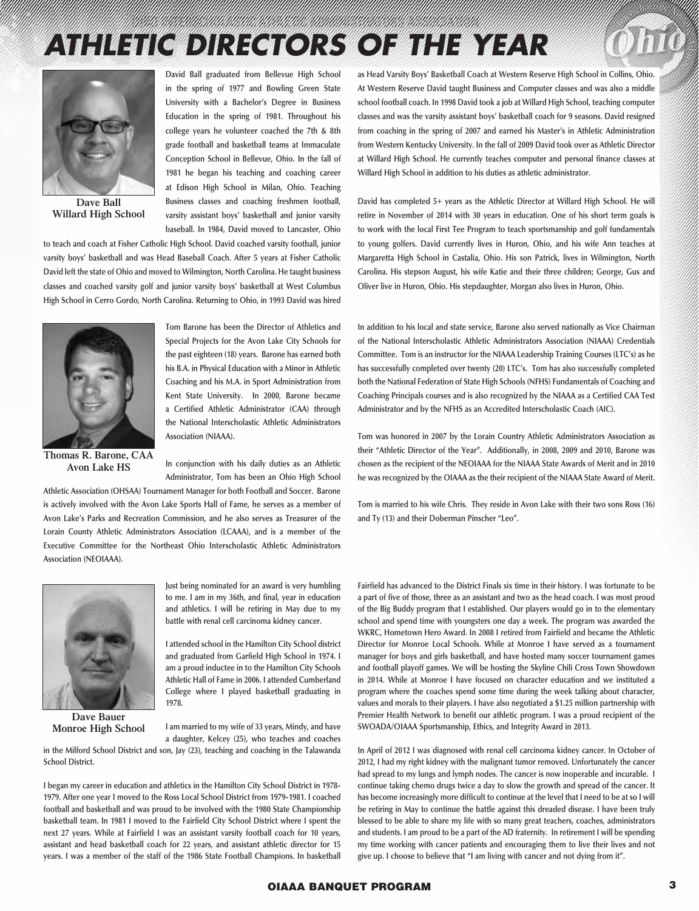# ATHLETIC DIRECTORS OF THE YEAR

**Dave Ball**
**Willard High School**

David Ball graduated from Bellevue High School in the spring of 1977 and Bowling Green State University with a Bachelor's Degree in Business Education in the spring of 1981. Throughout his college years he volunteer coached the 7th & 8th grade football and basketball teams at Immaculate Conception School in Bellevue, Ohio. In the fall of 1981 he began his teaching and coaching career at Edison High School in Milan, Ohio. Teaching Business classes and coaching freshmen football, varsity assistant boys' basketball and junior varsity baseball. In 1984, David moved to Lancaster, Ohio to teach and coach at Fisher Catholic High School. David coached varsity football, junior varsity boys' basketball and was Head Baseball Coach. After 5 years at Fisher Catholic David left the state of Ohio and moved to Wilmington, North Carolina. He taught business classes and coached varsity golf and junior varsity boys' basketball at West Columbus High School in Cerro Gordo, North Carolina. Returning to Ohio, in 1993 David was hired as Head Varsity Boys' Basketball Coach at Western Reserve High School in Collins, Ohio. At Western Reserve David taught Business and Computer classes and was also a middle school football coach. In 1998 David took a job at Willard High School, teaching computer classes and was the varsity assistant boys' basketball coach for 9 seasons. David resigned from coaching in the spring of 2007 and earned his Master's in Athletic Administration from Western Kentucky University. In the fall of 2009 David took over as Athletic Director at Willard High School. He currently teaches computer and personal finance classes at Willard High School in addition to his duties as athletic administrator.

David has completed 5+ years as the Athletic Director at Willard High School. He will retire in November of 2014 with 30 years in education. One of his short term goals is to work with the local First Tee Program to teach sportsmanship and golf fundamentals to young golfers. David currently lives in Huron, Ohio, and his wife Ann teaches at Margaretta High School in Castalia, Ohio. His son Patrick, lives in Wilmington, North Carolina. His stepson August, his wife Katie and their three children; George, Gus and Oliver live in Huron, Ohio. His stepdaughter, Morgan also lives in Huron, Ohio.

**Thomas R. Barone, CAA**
**Avon Lake HS**

Tom Barone has been the Director of Athletics and Special Projects for the Avon Lake City Schools for the past eighteen (18) years. Barone has earned both his B.A. in Physical Education with a Minor in Athletic Coaching and his M.A. in Sport Administration from Kent State University. In 2000, Barone became a Certified Athletic Administrator (CAA) through the National Interscholastic Athletic Administrators Association (NIAAA).

In conjunction with his daily duties as an Athletic Administrator, Tom has been an Ohio High School Athletic Association (OHSAA) Tournament Manager for both Football and Soccer. Barone is actively involved with the Avon Lake Sports Hall of Fame, he serves as a member of Avon Lake's Parks and Recreation Commission, and he also serves as Treasurer of the Lorain County Athletic Administrators Association (LCAAA), and is a member of the Executive Committee for the Northeast Ohio Interscholastic Athletic Administrators Association (NEOIAAA).

In addition to his local and state service, Barone also served nationally as Vice Chairman of the National Interscholastic Athletic Administrators Association (NIAAA) Credentials Committee. Tom is an instructor for the NIAAA Leadership Training Courses (LTC's) as he has successfully completed over twenty (20) LTC's. Tom has also successfully completed both the National Federation of State High Schools (NFHS) Fundamentals of Coaching and Coaching Principals courses and is also recognized by the NIAAA as a Certified CAA Test Administrator and by the NFHS as an Accredited Interscholastic Coach (AIC).

Tom was honored in 2007 by the Lorain Country Athletic Administrators Association as their "Athletic Director of the Year". Additionally, in 2008, 2009 and 2010, Barone was chosen as the recipient of the NEOIAAA for the NIAAA State Awards of Merit and in 2010 he was recognized by the OIAAA as the their recipient of the NIAAA State Award of Merit.

Tom is married to his wife Chris. They reside in Avon Lake with their two sons Ross (16) and Ty (13) and their Doberman Pinscher "Leo".

**Dave Bauer**
**Monroe High School**

Just being nominated for an award is very humbling to me. I am in my 36th, and final, year in education and athletics. I will be retiring in May due to my battle with renal cell carcinoma kidney cancer.

I attended school in the Hamilton City School district and graduated from Garfield High School in 1974. I am a proud inductee in to the Hamilton City Schools Athletic Hall of Fame in 2006. I attended Cumberland College where I played basketball graduating in 1978.

I am married to my wife of 33 years, Mindy, and have a daughter, Kelcey (25), who teaches and coaches in the Milford School District and son, Jay (23), teaching and coaching in the Talawanda School District.

I began my career in education and athletics in the Hamilton City School District in 1978-1979. After one year I moved to the Ross Local School District from 1979-1981. I coached football and basketball and was proud to be involved with the 1980 State Championship basketball team. In 1981 I moved to the Fairfield City School District where I spent the next 27 years. While at Fairfield I was an assistant varsity football coach for 10 years, assistant and head basketball coach for 22 years, and assistant athletic director for 15 years. I was a member of the staff of the 1986 State Football Champions. In basketball Fairfield has advanced to the District Finals six time in their history. I was fortunate to be a part of five of those, three as an assistant and two as the head coach. I was most proud of the Big Buddy program that I established. Our players would go in to the elementary school and spend time with youngsters one day a week. The program was awarded the WKRC, Hometown Hero Award. In 2008 I retired from Fairfield and became the Athletic Director for Monroe Local Schools. While at Monroe I have served as a tournament manager for boys and girls basketball, and have hosted many soccer tournament games and football playoff games. We will be hosting the Skyline Chili Cross Town Showdown in 2014. While at Monroe I have focused on character education and we instituted a program where the coaches spend some time during the week talking about character, values and morals to their players. I have also negotiated a $1.25 million partnership with Premier Health Network to benefit our athletic program. I was a proud recipient of the SWOADA/OIAAA Sportsmanship, Ethics, and Integrity Award in 2013.

In April of 2012 I was diagnosed with renal cell carcinoma kidney cancer. In October of 2012, I had my right kidney with the malignant tumor removed. Unfortunately the cancer had spread to my lungs and lymph nodes. The cancer is now inoperable and incurable. I continue taking chemo drugs twice a day to slow the growth and spread of the cancer. It has become increasingly more difficult to continue at the level that I need to be at so I will be retiring in May to continue the battle against this dreaded disease. I have been truly blessed to be able to share my life with so many great teachers, coaches, administrators and students. I am proud to be a part of the AD fraternity. In retirement I will be spending my time working with cancer patients and encouraging them to live their lives and not give up. I choose to believe that "I am living with cancer and not dying from it".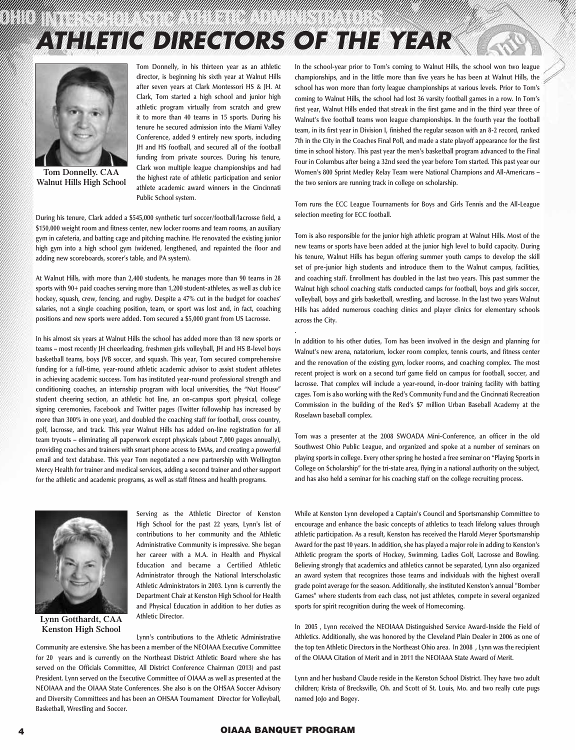# OHIO INTERSCHOLASTIC ATHLETIC ADMINISTRATORS

# ATHLETIC DIRECTORS OF THE YEAR

**Tom Donnelly. CAA**
**Walnut Hills High School**

Tom Donnelly, in his thirteen year as an athletic director, is beginning his sixth year at Walnut Hills after seven years at Clark Montessori HS & JH. At Clark, Tom started a high school and junior high athletic program virtually from scratch and grew it to more than 40 teams in 15 sports. During his tenure he secured admission into the Miami Valley Conference, added 9 entirely new sports, including JH and HS football, and secured all of the football funding from private sources. During his tenure, Clark won multiple league championships and had the highest rate of athletic participation and senior athlete academic award winners in the Cincinnati Public School system.

During his tenure, Clark added a $545,000 synthetic turf soccer/football/lacrosse field, a $150,000 weight room and fitness center, new locker rooms and team rooms, an auxiliary gym in cafeteria, and batting cage and pitching machine. He renovated the existing junior high gym into a high school gym (widened, lengthened, and repainted the floor and adding new scoreboards, scorer's table, and PA system).

At Walnut Hills, with more than 2,400 students, he manages more than 90 teams in 28 sports with 90+ paid coaches serving more than 1,200 student-athletes, as well as club ice hockey, squash, crew, fencing, and rugby. Despite a 47% cut in the budget for coaches' salaries, not a single coaching position, team, or sport was lost and, in fact, coaching positions and new sports were added. Tom secured a $5,000 grant from US Lacrosse.

In his almost six years at Walnut Hills the school has added more than 18 new sports or teams – most recently JH cheerleading, freshmen girls volleyball, JH and HS B-level boys basketball teams, boys JVB soccer, and squash. This year, Tom secured comprehensive funding for a full-time, year-round athletic academic advisor to assist student athletes in achieving academic success. Tom has instituted year-round professional strength and conditioning coaches, an internship program with local universities, the "Nut House" student cheering section, an athletic hot line, an on-campus sport physical, college signing ceremonies, Facebook and Twitter pages (Twitter followship has increased by more than 300% in one year), and doubled the coaching staff for football, cross country, golf, lacrosse, and track. This year Walnut Hills has added on-line registration for all team tryouts – eliminating all paperwork except physicals (about 7,000 pages annually), providing coaches and trainers with smart phone access to EMAs, and creating a powerful email and text database. This year Tom negotiated a new partnership with Wellington Mercy Health for trainer and medical services, adding a second trainer and other support for the athletic and academic programs, as well as staff fitness and health programs.

In the school-year prior to Tom's coming to Walnut Hills, the school won two league championships, and in the little more than five years he has been at Walnut Hills, the school has won more than forty league championships at various levels. Prior to Tom's coming to Walnut Hills, the school had lost 36 varsity football games in a row. In Tom's first year, Walnut Hills ended that streak in the first game and in the third year three of Walnut's five football teams won league championships. In the fourth year the football team, in its first year in Division I, finished the regular season with an 8-2 record, ranked 7th in the City in the Coaches Final Poll, and made a state playoff appearance for the first time in school history. This past year the men's basketball program advanced to the Final Four in Columbus after being a 32nd seed the year before Tom started. This past year our Women's 800 Sprint Medley Relay Team were National Champions and All-Americans – the two seniors are running track in college on scholarship.

Tom runs the ECC League Tournaments for Boys and Girls Tennis and the All-League selection meeting for ECC football.

Tom is also responsible for the junior high athletic program at Walnut Hills. Most of the new teams or sports have been added at the junior high level to build capacity. During his tenure, Walnut Hills has begun offering summer youth camps to develop the skill set of pre-junior high students and introduce them to the Walnut campus, facilities, and coaching staff. Enrollment has doubled in the last two years. This past summer the Walnut high school coaching staffs conducted camps for football, boys and girls soccer, volleyball, boys and girls basketball, wrestling, and lacrosse. In the last two years Walnut Hills has added numerous coaching clinics and player clinics for elementary schools across the City.

In addition to his other duties, Tom has been involved in the design and planning for Walnut's new arena, natatorium, locker room complex, tennis courts, and fitness center and the renovation of the existing gym, locker rooms, and coaching complex. The most recent project is work on a second turf game field on campus for football, soccer, and lacrosse. That complex will include a year-round, in-door training facility with batting cages. Tom is also working with the Red's Community Fund and the Cincinnati Recreation Commission in the building of the Red's $7 million Urban Baseball Academy at the Roselawn baseball complex.

Tom was a presenter at the 2008 SWOADA Mini-Conference, an officer in the old Southwest Ohio Public League, and organized and spoke at a number of seminars on playing sports in college. Every other spring he hosted a free seminar on "Playing Sports in College on Scholarship" for the tri-state area, flying in a national authority on the subject, and has also held a seminar for his coaching staff on the college recruiting process.

**Lynn Gotthardt, CAA**
**Kenston High School**

Serving as the Athletic Director of Kenston High School for the past 22 years, Lynn's list of contributions to the community and the Athletic Administrative Community is impressive. She began her career with a M.A. in Health and Physical Education and became a Certified Athletic Administrator through the National Interscholastic Athletic Administrators in 2003. Lynn is currently the Department Chair at Kenston High School for Health and Physical Education in addition to her duties as Athletic Director.

Lynn's contributions to the Athletic Administrative Community are extensive. She has been a member of the NEOIAAA Executive Committee for 20 years and is currently on the Northeast District Athletic Board where she has served on the Officials Committee, All District Conference Chairman (2013) and past President. Lynn served on the Executive Committee of OIAAA as well as presented at the NEOIAAA and the OIAAA State Conferences. She also is on the OHSAA Soccer Advisory and Diversity Committees and has been an OHSAA Tournament Director for Volleyball, Basketball, Wrestling and Soccer.

While at Kenston Lynn developed a Captain's Council and Sportsmanship Committee to encourage and enhance the basic concepts of athletics to teach lifelong values through athletic participation. As a result, Kenston has received the Harold Meyer Sportsmanship Award for the past 10 years. In addition, she has played a major role in adding to Kenston's Athletic program the sports of Hockey, Swimming, Ladies Golf, Lacrosse and Bowling. Believing strongly that academics and athletics cannot be separated, Lynn also organized an award system that recognizes those teams and individuals with the highest overall grade point average for the season. Additionally, she instituted Kenston's annual "Bomber Games" where students from each class, not just athletes, compete in several organized sports for spirit recognition during the week of Homecoming.

In 2005, Lynn received the NEOIAAA Distinguished Service Award-Inside the Field of Athletics. Additionally, she was honored by the Cleveland Plain Dealer in 2006 as one of the top ten Athletic Directors in the Northeast Ohio area. In 2008, Lynn was the recipient of the OIAAA Citation of Merit and in 2011 the NEOIAAA State Award of Merit.

Lynn and her husband Claude reside in the Kenston School District. They have two adult children; Krista of Brecksville, Oh. and Scott of St. Louis, Mo. and two really cute pugs named JoJo and Bogey.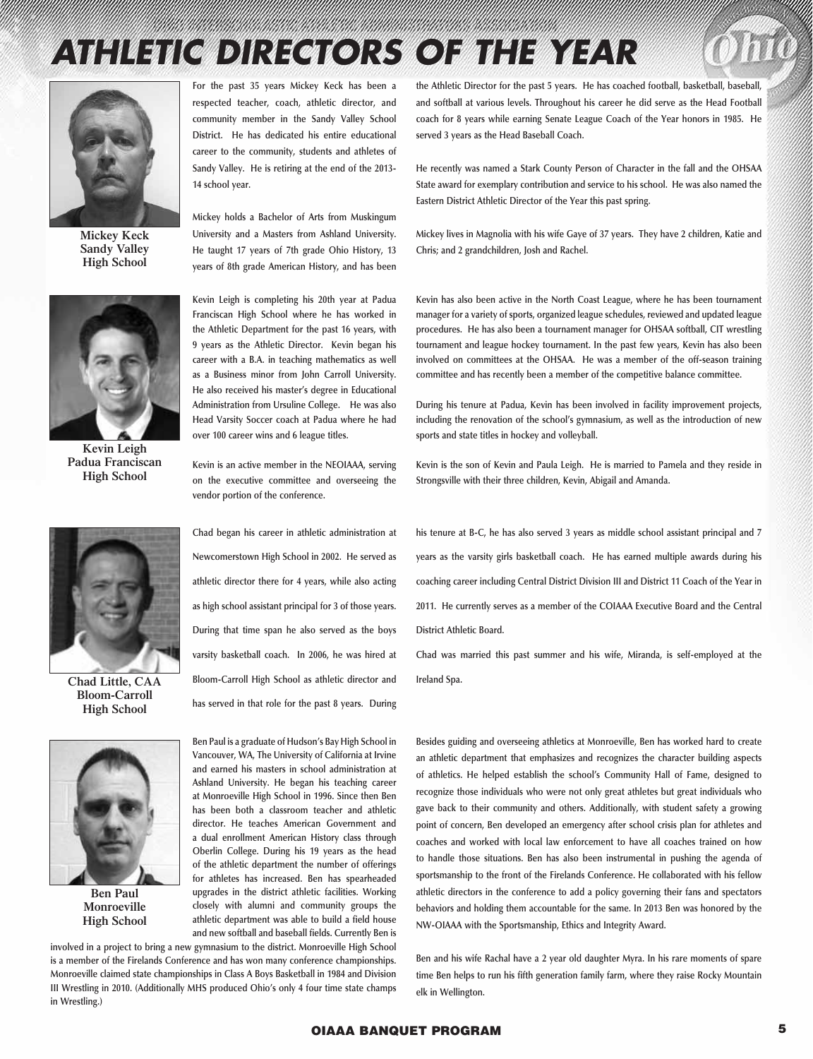# ATHLETIC DIRECTORS OF THE YEAR

**Mickey Keck**
**Sandy Valley High School**

For the past 35 years Mickey Keck has been a respected teacher, coach, athletic director, and community member in the Sandy Valley School District. He has dedicated his entire educational career to the community, students and athletes of Sandy Valley. He is retiring at the end of the 2013-14 school year.

Mickey holds a Bachelor of Arts from Muskingum University and a Masters from Ashland University. He taught 17 years of 7th grade Ohio History, 13 years of 8th grade American History, and has been the Athletic Director for the past 5 years. He has coached football, basketball, baseball, and softball at various levels. Throughout his career he did serve as the Head Football coach for 8 years while earning Senate League Coach of the Year honors in 1985. He served 3 years as the Head Baseball Coach.

He recently was named a Stark County Person of Character in the fall and the OHSAA State award for exemplary contribution and service to his school. He was also named the Eastern District Athletic Director of the Year this past spring.

Mickey lives in Magnolia with his wife Gaye of 37 years. They have 2 children, Katie and Chris; and 2 grandchildren, Josh and Rachel.

**Kevin Leigh**
**Padua Franciscan High School**

Kevin Leigh is completing his 20th year at Padua Franciscan High School where he has worked in the Athletic Department for the past 16 years, with 9 years as the Athletic Director. Kevin began his career with a B.A. in teaching mathematics as well as a Business minor from John Carroll University. He also received his master's degree in Educational Administration from Ursuline College. He was also Head Varsity Soccer coach at Padua where he had over 100 career wins and 6 league titles.

Kevin is an active member in the NEOIAAA, serving on the executive committee and overseeing the vendor portion of the conference.

Kevin has also been active in the North Coast League, where he has been tournament manager for a variety of sports, organized league schedules, reviewed and updated league procedures. He has also been a tournament manager for OHSAA softball, CIT wrestling tournament and league hockey tournament. In the past few years, Kevin has also been involved on committees at the OHSAA. He was a member of the off-season training committee and has recently been a member of the competitive balance committee.

During his tenure at Padua, Kevin has been involved in facility improvement projects, including the renovation of the school's gymnasium, as well as the introduction of new sports and state titles in hockey and volleyball.

Kevin is the son of Kevin and Paula Leigh. He is married to Pamela and they reside in Strongsville with their three children, Kevin, Abigail and Amanda.

**Chad Little, CAA**
**Bloom-Carroll High School**

Chad began his career in athletic administration at Newcomerstown High School in 2002. He served as athletic director there for 4 years, while also acting as high school assistant principal for 3 of those years. During that time span he also served as the boys varsity basketball coach. In 2006, he was hired at Bloom-Carroll High School as athletic director and has served in that role for the past 8 years. During his tenure at B-C, he has also served 3 years as middle school assistant principal and 7 years as the varsity girls basketball coach. He has earned multiple awards during his coaching career including Central District Division III and District 11 Coach of the Year in 2011. He currently serves as a member of the COIAAA Executive Board and the Central District Athletic Board.

Chad was married this past summer and his wife, Miranda, is self-employed at the Ireland Spa.

**Ben Paul**
**Monroeville High School**

Ben Paul is a graduate of Hudson's Bay High School in Vancouver, WA, The University of California at Irvine and earned his masters in school administration at Ashland University. He began his teaching career at Monroeville High School in 1996. Since then Ben has been both a classroom teacher and athletic director. He teaches American Government and a dual enrollment American History class through Oberlin College. During his 19 years as the head of the athletic department the number of offerings for athletes has increased. Ben has spearheaded upgrades in the district athletic facilities. Working closely with alumni and community groups the athletic department was able to build a field house and new softball and baseball fields. Currently Ben is involved in a project to bring a new gymnasium to the district. Monroeville High School is a member of the Firelands Conference and has won many conference championships. Monroeville claimed state championships in Class A Boys Basketball in 1984 and Division III Wrestling in 2010. (Additionally MHS produced Ohio's only 4 four time state champs in Wrestling.)

Besides guiding and overseeing athletics at Monroeville, Ben has worked hard to create an athletic department that emphasizes and recognizes the character building aspects of athletics. He helped establish the school's Community Hall of Fame, designed to recognize those individuals who were not only great athletes but great individuals who gave back to their community and others. Additionally, with student safety a growing point of concern, Ben developed an emergency after school crisis plan for athletes and coaches and worked with local law enforcement to have all coaches trained on how to handle those situations. Ben has also been instrumental in pushing the agenda of sportsmanship to the front of the Firelands Conference. He collaborated with his fellow athletic directors in the conference to add a policy governing their fans and spectators behaviors and holding them accountable for the same. In 2013 Ben was honored by the NW-OIAAA with the Sportsmanship, Ethics and Integrity Award.

Ben and his wife Rachal have a 2 year old daughter Myra. In his rare moments of spare time Ben helps to run his fifth generation family farm, where they raise Rocky Mountain elk in Wellington.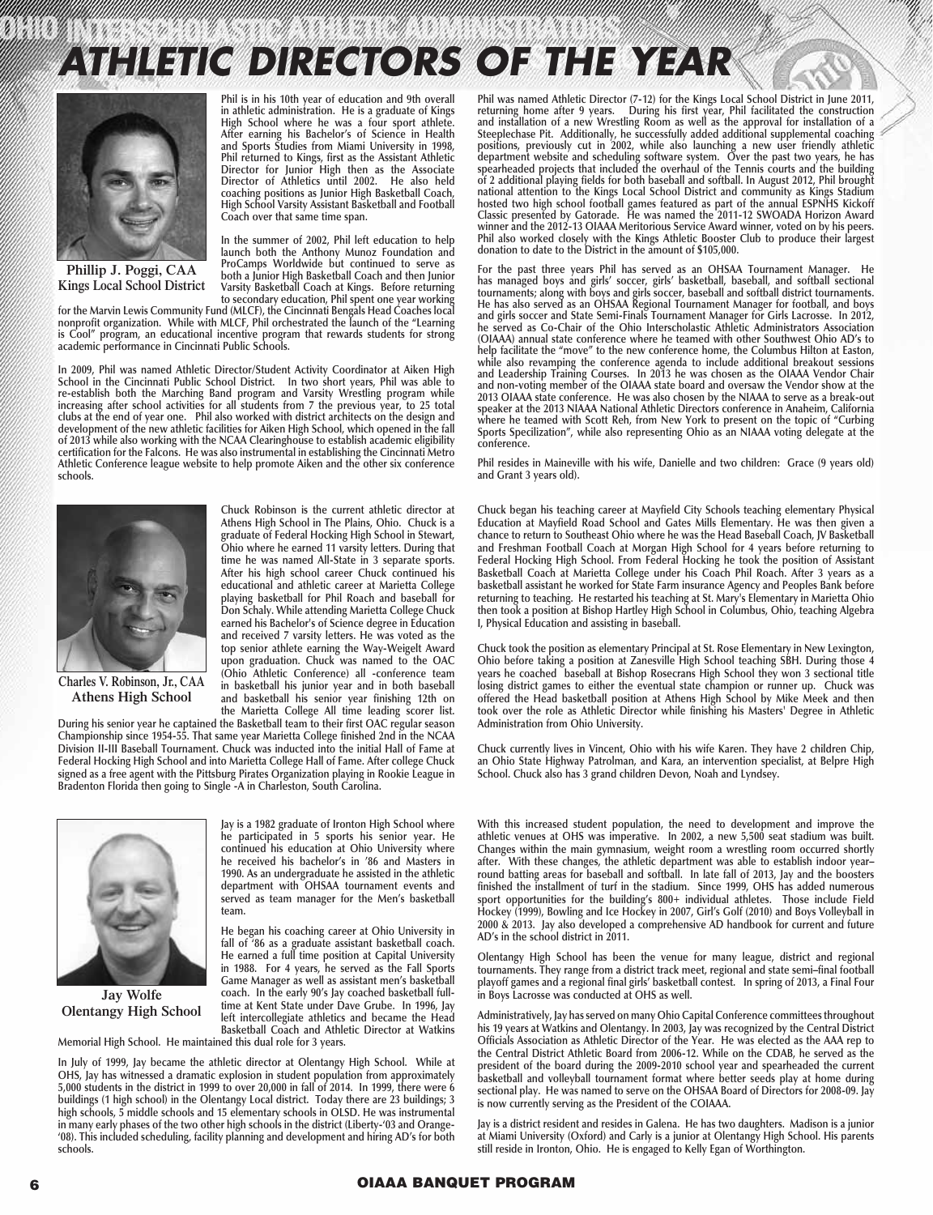# OHIO INTERSCHOLASTIC ATHLETIC ADMINISTRATORS

# ATHLETIC DIRECTORS OF THE YEAR

**Phillip J. Poggi, CAA**
**Kings Local School District**

Phil is in his 10th year of education and 9th overall in athletic administration. He is a graduate of Kings High School where he was a four sport athlete. After earning his Bachelor's of Science in Health and Sports Studies from Miami University in 1998, Phil returned to Kings, first as the Assistant Athletic Director for Junior High then as the Associate Director of Athletics until 2002. He also held coaching positions as Junior High Basketball Coach, High School Varsity Assistant Basketball and Football Coach over that same time span.

In the summer of 2002, Phil left education to help launch both the Anthony Munoz Foundation and ProCamps Worldwide but continued to serve as both a Junior High Basketball Coach and then Junior Varsity Basketball Coach at Kings. Before returning to secondary education, Phil spent one year working for the Marvin Lewis Community Fund (MLCF), the Cincinnati Bengals Head Coaches local nonprofit organization. While with MLCF, Phil orchestrated the launch of the "Learning is Cool" program, an educational incentive program that rewards students for strong academic performance in Cincinnati Public Schools.

In 2009, Phil was named Athletic Director/Student Activity Coordinator at Aiken High School in the Cincinnati Public School District. In two short years, Phil was able to re-establish both the Marching Band program and Varsity Wrestling program while increasing after school activities for all students from 7 the previous year, to 25 total clubs at the end of year one. Phil also worked with district architects on the design and development of the new athletic facilities for Aiken High School, which opened in the fall of 2013 while also working with the NCAA Clearinghouse to establish academic eligibility certification for the Falcons. He was also instrumental in establishing the Cincinnati Metro Athletic Conference league website to help promote Aiken and the other six conference schools.

Phil was named Athletic Director (7-12) for the Kings Local School District in June 2011, returning home after 9 years. During his first year, Phil facilitated the construction and installation of a new Wrestling Room as well as the approval for installation of a Steeplechase Pit. Additionally, he successfully added additional supplemental coaching positions, previously cut in 2002, while also launching a new user friendly athletic department website and scheduling software system. Over the past two years, he has spearheaded projects that included the overhaul of the Tennis courts and the building of 2 additional playing fields for both baseball and softball. In August 2012, Phil brought national attention to the Kings Local School District and community as Kings Stadium hosted two high school football games featured as part of the annual ESPNHS Kickoff Classic presented by Gatorade. He was named the 2011-12 SWOADA Horizon Award winner and the 2012-13 OIAAA Meritorious Service Award winner, voted on by his peers. Phil also worked closely with the Kings Athletic Booster Club to produce their largest donation to date to the District in the amount of $105,000.

For the past three years Phil has served as an OHSAA Tournament Manager. He has managed boys and girls' soccer, girls' basketball, baseball, and softball sectional tournaments; along with boys and girls soccer, baseball and softball district tournaments. He has also served as an OHSAA Regional Tournament Manager for football, and boys and girls soccer and State Semi-Finals Tournament Manager for Girls Lacrosse. In 2012, he served as Co-Chair of the Ohio Interscholastic Athletic Administrators Association (OIAAA) annual state conference where he teamed with other Southwest Ohio AD's to help facilitate the "move" to the new conference home, the Columbus Hilton at Easton, while also revamping the conference agenda to include additional breakout sessions and Leadership Training Courses. In 2013 he was chosen as the OIAAA Vendor Chair and non-voting member of the OIAAA state board and oversaw the Vendor show at the 2013 OIAAA state conference. He was also chosen by the NIAAA to serve as a break-out speaker at the 2013 NIAAA National Athletic Directors conference in Anaheim, California where he teamed with Scott Reh, from New York to present on the topic of "Curbing Sports Specilization", while also representing Ohio as an NIAAA voting delegate at the conference.

Phil resides in Maineville with his wife, Danielle and two children: Grace (9 years old) and Grant 3 years old).

**Charles V. Robinson, Jr., CAA**
**Athens High School**

Chuck Robinson is the current athletic director at Athens High School in The Plains, Ohio. Chuck is a graduate of Federal Hocking High School in Stewart, Ohio where he earned 11 varsity letters. During that time he was named All-State in 3 separate sports. After his high school career Chuck continued his educational and athletic career at Marietta College playing basketball for Phil Roach and baseball for Don Schaly. While attending Marietta College Chuck earned his Bachelor's of Science degree in Education and received 7 varsity letters. He was voted as the top senior athlete earning the Way-Weigelt Award upon graduation. Chuck was named to the OAC (Ohio Athletic Conference) all -conference team in basketball his junior year and in both baseball and basketball his senior year finishing 12th on the Marietta College All time leading scorer list. During his senior year he captained the Basketball team to their first OAC regular season Championship since 1954-55. That same year Marietta College finished 2nd in the NCAA Division II-III Baseball Tournament. Chuck was inducted into the initial Hall of Fame at Federal Hocking High School and into Marietta College Hall of Fame. After college Chuck signed as a free agent with the Pittsburg Pirates Organization playing in Rookie League in Bradenton Florida then going to Single -A in Charleston, South Carolina.

Chuck began his teaching career at Mayfield City Schools teaching elementary Physical Education at Mayfield Road School and Gates Mills Elementary. He was then given a chance to return to Southeast Ohio where he was the Head Baseball Coach, JV Basketball and Freshman Football Coach at Morgan High School for 4 years before returning to Federal Hocking High School. From Federal Hocking he took the position of Assistant Basketball Coach at Marietta College under his Coach Phil Roach. After 3 years as a basketball assistant he worked for State Farm insurance Agency and Peoples Bank before returning to teaching. He restarted his teaching at St. Mary's Elementary in Marietta Ohio then took a position at Bishop Hartley High School in Columbus, Ohio, teaching Algebra I, Physical Education and assisting in baseball.

Chuck took the position as elementary Principal at St. Rose Elementary in New Lexington, Ohio before taking a position at Zanesville High School teaching SBH. During those 4 years he coached baseball at Bishop Rosecrans High School they won 3 sectional title losing district games to either the eventual state champion or runner up. Chuck was offered the Head basketball position at Athens High School by Mike Meek and then took over the role as Athletic Director while finishing his Masters' Degree in Athletic Administration from Ohio University.

Chuck currently lives in Vincent, Ohio with his wife Karen. They have 2 children Chip, an Ohio State Highway Patrolman, and Kara, an intervention specialist, at Belpre High School. Chuck also has 3 grand children Devon, Noah and Lyndsey.

**Jay Wolfe**
**Olentangy High School**

Jay is a 1982 graduate of Ironton High School where he participated in 5 sports his senior year. He continued his education at Ohio University where he received his bachelor's in '86 and Masters in 1990. As an undergraduate he assisted in the athletic department with OHSAA tournament events and served as team manager for the Men's basketball team.

He began his coaching career at Ohio University in fall of '86 as a graduate assistant basketball coach. He earned a full time position at Capital University in 1988. For 4 years, he served as the Fall Sports Game Manager as well as assistant men's basketball coach. In the early 90's Jay coached basketball full-time at Kent State under Dave Grube. In 1996, Jay left intercollegiate athletics and became the Head Basketball Coach and Athletic Director at Watkins Memorial High School. He maintained this dual role for 3 years.

In July of 1999, Jay became the athletic director at Olentangy High School. While at OHS, Jay has witnessed a dramatic explosion in student population from approximately 5,000 students in the district in 1999 to over 20,000 in fall of 2014. In 1999, there were 6 buildings (1 high school) in the Olentangy Local district. Today there are 23 buildings; 3 high schools, 5 middle schools and 15 elementary schools in OLSD. He was instrumental in many early phases of the two other high schools in the district (Liberty-'03 and Orange-'08). This included scheduling, facility planning and development and hiring AD's for both schools.

With this increased student population, the need to development and improve the athletic venues at OHS was imperative. In 2002, a new 5,500 seat stadium was built. Changes within the main gymnasium, weight room a wrestling room occurred shortly after. With these changes, the athletic department was able to establish indoor year–round batting areas for baseball and softball. In late fall of 2013, Jay and the boosters finished the installment of turf in the stadium. Since 1999, OHS has added numerous sport opportunities for the building's 800+ individual athletes. Those include Field Hockey (1999), Bowling and Ice Hockey in 2007, Girl's Golf (2010) and Boys Volleyball in 2000 & 2013. Jay also developed a comprehensive AD handbook for current and future AD's in the school district in 2011.

Olentangy High School has been the venue for many league, district and regional tournaments. They range from a district track meet, regional and state semi–final football playoff games and a regional final girls' basketball contest. In spring of 2013, a Final Four in Boys Lacrosse was conducted at OHS as well.

Administratively, Jay has served on many Ohio Capital Conference committees throughout his 19 years at Watkins and Olentangy. In 2003, Jay was recognized by the Central District Officials Association as Athletic Director of the Year. He was elected as the AAA rep to the Central District Athletic Board from 2006-12. While on the CDAB, he served as the president of the board during the 2009-2010 school year and spearheaded the current basketball and volleyball tournament format where better seeds play at home during sectional play. He was named to serve on the OHSAA Board of Directors for 2008-09. Jay is now currently serving as the President of the COIAAA.

Jay is a district resident and resides in Galena. He has two daughters. Madison is a junior at Miami University (Oxford) and Carly is a junior at Olentangy High School. His parents still reside in Ironton, Ohio. He is engaged to Kelly Egan of Worthington.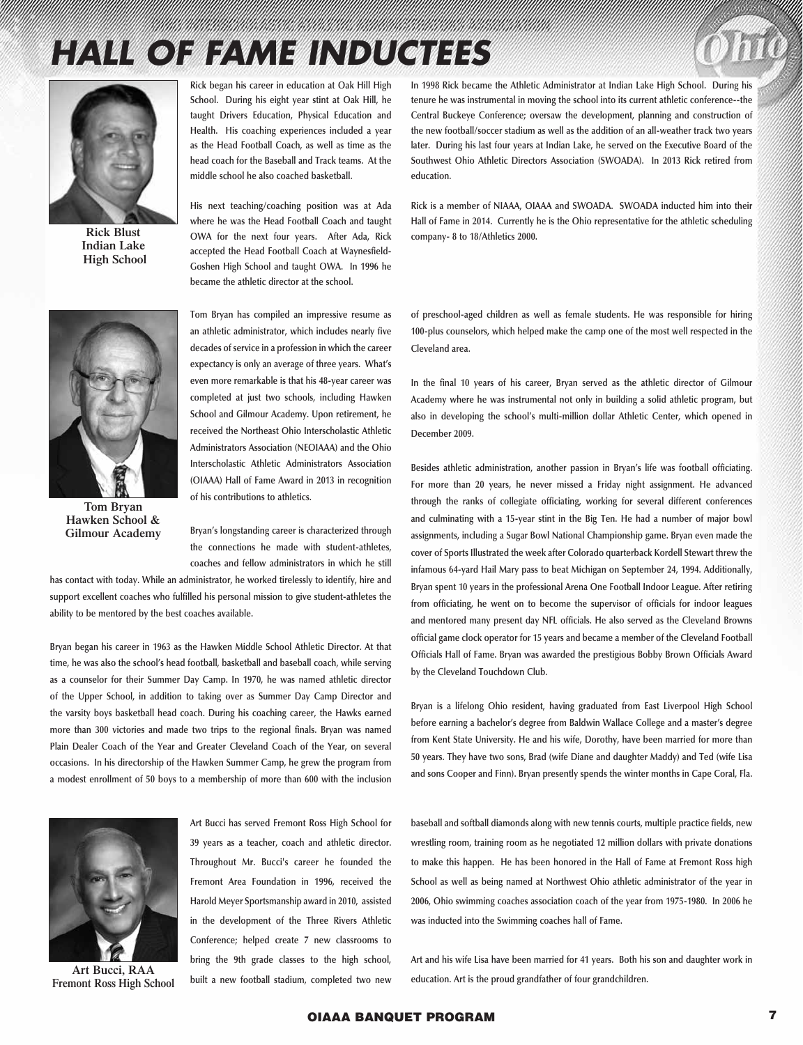# HALL OF FAME INDUCTEES

**Rick Blust**
**Indian Lake High School**

Rick began his career in education at Oak Hill High School. During his eight year stint at Oak Hill, he taught Drivers Education, Physical Education and Health. His coaching experiences included a year as the Head Football Coach, as well as time as the head coach for the Baseball and Track teams. At the middle school he also coached basketball.

His next teaching/coaching position was at Ada where he was the Head Football Coach and taught OWA for the next four years. After Ada, Rick accepted the Head Football Coach at Waynesfield-Goshen High School and taught OWA. In 1996 he became the athletic director at the school.

In 1998 Rick became the Athletic Administrator at Indian Lake High School. During his tenure he was instrumental in moving the school into its current athletic conference--the Central Buckeye Conference; oversaw the development, planning and construction of the new football/soccer stadium as well as the addition of an all-weather track two years later. During his last four years at Indian Lake, he served on the Executive Board of the Southwest Ohio Athletic Directors Association (SWOADA). In 2013 Rick retired from education.

Rick is a member of NIAAA, OIAAA and SWOADA. SWOADA inducted him into their Hall of Fame in 2014. Currently he is the Ohio representative for the athletic scheduling company- 8 to 18/Athletics 2000.

**Tom Bryan**
**Hawken School & Gilmour Academy**

Tom Bryan has compiled an impressive resume as an athletic administrator, which includes nearly five decades of service in a profession in which the career expectancy is only an average of three years. What's even more remarkable is that his 48-year career was completed at just two schools, including Hawken School and Gilmour Academy. Upon retirement, he received the Northeast Ohio Interscholastic Athletic Administrators Association (NEOIAAA) and the Ohio Interscholastic Athletic Administrators Association (OIAAA) Hall of Fame Award in 2013 in recognition of his contributions to athletics.

Bryan's longstanding career is characterized through the connections he made with student-athletes, coaches and fellow administrators in which he still has contact with today. While an administrator, he worked tirelessly to identify, hire and support excellent coaches who fulfilled his personal mission to give student-athletes the ability to be mentored by the best coaches available.

Bryan began his career in 1963 as the Hawken Middle School Athletic Director. At that time, he was also the school's head football, basketball and baseball coach, while serving as a counselor for their Summer Day Camp. In 1970, he was named athletic director of the Upper School, in addition to taking over as Summer Day Camp Director and the varsity boys basketball head coach. During his coaching career, the Hawks earned more than 300 victories and made two trips to the regional finals. Bryan was named Plain Dealer Coach of the Year and Greater Cleveland Coach of the Year, on several occasions. In his directorship of the Hawken Summer Camp, he grew the program from a modest enrollment of 50 boys to a membership of more than 600 with the inclusion of preschool-aged children as well as female students. He was responsible for hiring 100-plus counselors, which helped make the camp one of the most well respected in the Cleveland area.

In the final 10 years of his career, Bryan served as the athletic director of Gilmour Academy where he was instrumental not only in building a solid athletic program, but also in developing the school's multi-million dollar Athletic Center, which opened in December 2009.

Besides athletic administration, another passion in Bryan's life was football officiating. For more than 20 years, he never missed a Friday night assignment. He advanced through the ranks of collegiate officiating, working for several different conferences and culminating with a 15-year stint in the Big Ten. He had a number of major bowl assignments, including a Sugar Bowl National Championship game. Bryan even made the cover of Sports Illustrated the week after Colorado quarterback Kordell Stewart threw the infamous 64-yard Hail Mary pass to beat Michigan on September 24, 1994. Additionally, Bryan spent 10 years in the professional Arena One Football Indoor League. After retiring from officiating, he went on to become the supervisor of officials for indoor leagues and mentored many present day NFL officials. He also served as the Cleveland Browns official game clock operator for 15 years and became a member of the Cleveland Football Officials Hall of Fame. Bryan was awarded the prestigious Bobby Brown Officials Award by the Cleveland Touchdown Club.

Bryan is a lifelong Ohio resident, having graduated from East Liverpool High School before earning a bachelor's degree from Baldwin Wallace College and a master's degree from Kent State University. He and his wife, Dorothy, have been married for more than 50 years. They have two sons, Brad (wife Diane and daughter Maddy) and Ted (wife Lisa and sons Cooper and Finn). Bryan presently spends the winter months in Cape Coral, Fla.

**Art Bucci, RAA**
**Fremont Ross High School**

Art Bucci has served Fremont Ross High School for 39 years as a teacher, coach and athletic director. Throughout Mr. Bucci's career he founded the Fremont Area Foundation in 1996, received the Harold Meyer Sportsmanship award in 2010, assisted in the development of the Three Rivers Athletic Conference; helped create 7 new classrooms to bring the 9th grade classes to the high school, built a new football stadium, completed two new baseball and softball diamonds along with new tennis courts, multiple practice fields, new wrestling room, training room as he negotiated 12 million dollars with private donations to make this happen. He has been honored in the Hall of Fame at Fremont Ross high School as well as being named at Northwest Ohio athletic administrator of the year in 2006, Ohio swimming coaches association coach of the year from 1975-1980. In 2006 he was inducted into the Swimming coaches hall of Fame.

Art and his wife Lisa have been married for 41 years. Both his son and daughter work in education. Art is the proud grandfather of four grandchildren.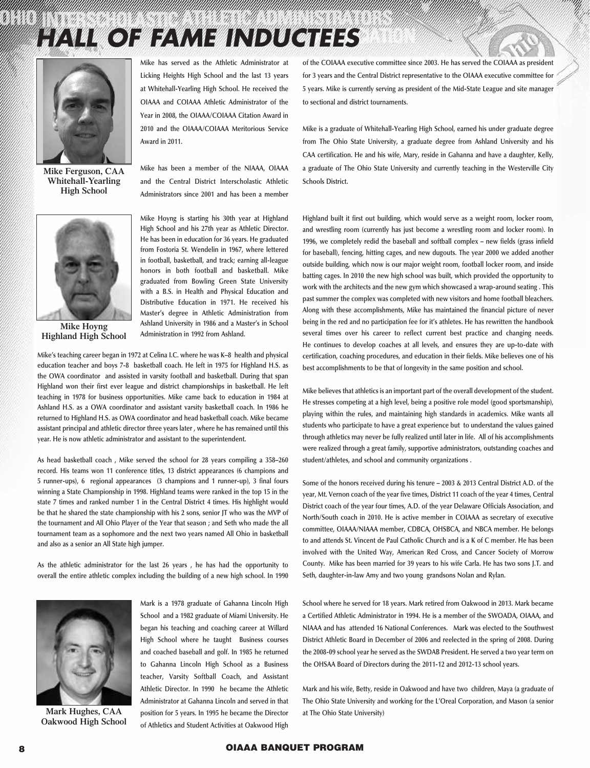# HALL OF FAME INDUCTEES

**Mike Ferguson, CAA**
**Whitehall-Yearling High School**

Mike has served as the Athletic Administrator at Licking Heights High School and the last 13 years at Whitehall-Yearling High School. He received the OIAAA and COIAAA Athletic Administrator of the Year in 2008, the OIAAA/COIAAA Citation Award in 2010 and the OIAAA/COIAAA Meritorious Service Award in 2011.

Mike has been a member of the NIAAA, OIAAA and the Central District Interscholastic Athletic Administrators since 2001 and has been a member of the COIAAA executive committee since 2003. He has served the COIAAA as president for 3 years and the Central District representative to the OIAAA executive committee for 5 years. Mike is currently serving as president of the Mid-State League and site manager to sectional and district tournaments.

Mike is a graduate of Whitehall-Yearling High School, earned his under graduate degree from The Ohio State University, a graduate degree from Ashland University and his CAA certification. He and his wife, Mary, reside in Gahanna and have a daughter, Kelly, a graduate of The Ohio State University and currently teaching in the Westerville City Schools District.

**Mike Hoyng**
**Highland High School**

Mike Hoyng is starting his 30th year at Highland High School and his 27th year as Athletic Director. He has been in education for 36 years. He graduated from Fostoria St. Wendelin in 1967, where lettered in football, basketball, and track; earning all-league honors in both football and basketball. Mike graduated from Bowling Green State University with a B.S. in Health and Physical Education and Distributive Education in 1971. He received his Master's degree in Athletic Administration from Ashland University in 1986 and a Master's in School Administration in 1992 from Ashland.

Mike's teaching career began in 1972 at Celina I.C. where he was K–8 health and physical education teacher and boys 7-8 basketball coach. He left in 1975 for Highland H.S. as the OWA coordinator and assisted in varsity football and basketball. During that span Highland won their first ever league and district championships in basketball. He left teaching in 1978 for business opportunities. Mike came back to education in 1984 at Ashland H.S. as a OWA coordinator and assistant varsity basketball coach. In 1986 he returned to Highland H.S. as OWA coordinator and head basketball coach. Mike became assistant principal and athletic director three years later , where he has remained until this year. He is now athletic administrator and assistant to the superintendent.

As head basketball coach , Mike served the school for 28 years compiling a 358–260 record. His teams won 11 conference titles, 13 district appearances (6 champions and 5 runner-ups), 6 regional appearances (3 champions and 1 runner-up), 3 final fours winning a State Championship in 1998. Highland teams were ranked in the top 15 in the state 7 times and ranked number 1 in the Central District 4 times. His highlight would be that he shared the state championship with his 2 sons, senior JT who was the MVP of the tournament and All Ohio Player of the Year that season ; and Seth who made the all tournament team as a sophomore and the next two years named All Ohio in basketball and also as a senior an All State high jumper.

As the athletic administrator for the last 26 years , he has had the opportunity to overall the entire athletic complex including the building of a new high school. In 1990 Highland built it first out building, which would serve as a weight room, locker room, and wrestling room (currently has just become a wrestling room and locker room). In 1996, we completely redid the baseball and softball complex – new fields (grass infield for baseball), fencing, hitting cages, and new dugouts. The year 2000 we added another outside building, which now is our major weight room, football locker room, and inside batting cages. In 2010 the new high school was built, which provided the opportunity to work with the architects and the new gym which showcased a wrap-around seating . This past summer the complex was completed with new visitors and home football bleachers. Along with these accomplishments, Mike has maintained the financial picture of never being in the red and no participation fee for it's athletes. He has rewritten the handbook several times over his career to reflect current best practice and changing needs. He continues to develop coaches at all levels, and ensures they are up-to-date with certification, coaching procedures, and education in their fields. Mike believes one of his best accomplishments to be that of longevity in the same position and school.

Mike believes that athletics is an important part of the overall development of the student. He stresses competing at a high level, being a positive role model (good sportsmanship), playing within the rules, and maintaining high standards in academics. Mike wants all students who participate to have a great experience but to understand the values gained through athletics may never be fully realized until later in life. All of his accomplishments were realized through a great family, supportive administrators, outstanding coaches and student/athletes, and school and community organizations .

Some of the honors received during his tenure – 2003 & 2013 Central District A.D. of the year, Mt. Vernon coach of the year five times, District 11 coach of the year 4 times, Central District coach of the year four times, A.D. of the year Delaware Officials Association, and North/South coach in 2010. He is active member in COIAAA as secretary of executive committee, OIAAA/NIAAA member, CDBCA, OHSBCA, and NBCA member. He belongs to and attends St. Vincent de Paul Catholic Church and is a K of C member. He has been involved with the United Way, American Red Cross, and Cancer Society of Morrow County. Mike has been married for 39 years to his wife Carla. He has two sons J.T. and Seth, daughter-in-law Amy and two young grandsons Nolan and Rylan.

**Mark Hughes, CAA**
**Oakwood High School**

Mark is a 1978 graduate of Gahanna Lincoln High School and a 1982 graduate of Miami University. He began his teaching and coaching career at Willard High School where he taught Business courses and coached baseball and golf. In 1985 he returned to Gahanna Lincoln High School as a Business teacher, Varsity Softball Coach, and Assistant Athletic Director. In 1990 he became the Athletic Administrator at Gahanna Lincoln and served in that position for 5 years. In 1995 he became the Director of Athletics and Student Activities at Oakwood High School where he served for 18 years. Mark retired from Oakwood in 2013. Mark became a Certified Athletic Administrator in 1994. He is a member of the SWOADA, OIAAA, and NIAAA and has attended 16 National Conferences. Mark was elected to the Southwest District Athletic Board in December of 2006 and reelected in the spring of 2008. During the 2008-09 school year he served as the SWDAB President. He served a two year term on the OHSAA Board of Directors during the 2011-12 and 2012-13 school years.

Mark and his wife, Betty, reside in Oakwood and have two children, Maya (a graduate of The Ohio State University and working for the L'Oreal Corporation, and Mason (a senior at The Ohio State University)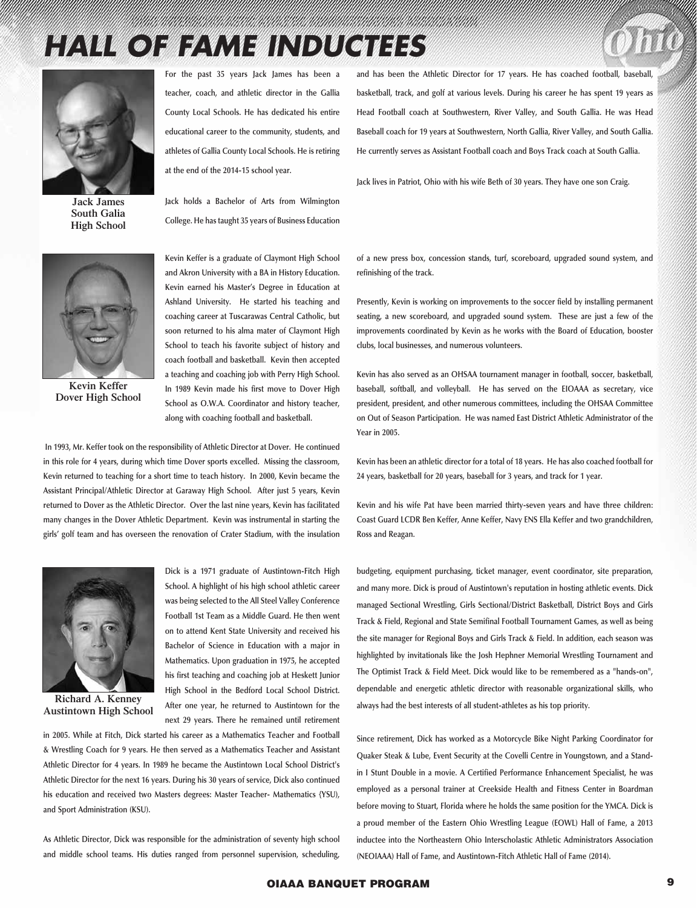# HALL OF FAME INDUCTEES

**Jack James**
**South Galia**
**High School**

For the past 35 years Jack James has been a teacher, coach, and athletic director in the Gallia County Local Schools. He has dedicated his entire educational career to the community, students, and athletes of Gallia County Local Schools. He is retiring at the end of the 2014-15 school year.

Jack holds a Bachelor of Arts from Wilmington College. He has taught 35 years of Business Education and has been the Athletic Director for 17 years. He has coached football, baseball, basketball, track, and golf at various levels. During his career he has spent 19 years as Head Football coach at Southwestern, River Valley, and South Gallia. He was Head Baseball coach for 19 years at Southwestern, North Gallia, River Valley, and South Gallia. He currently serves as Assistant Football coach and Boys Track coach at South Gallia.

Jack lives in Patriot, Ohio with his wife Beth of 30 years. They have one son Craig.

**Kevin Keffer**
**Dover High School**

Kevin Keffer is a graduate of Claymont High School and Akron University with a BA in History Education. Kevin earned his Master's Degree in Education at Ashland University. He started his teaching and coaching career at Tuscarawas Central Catholic, but soon returned to his alma mater of Claymont High School to teach his favorite subject of history and coach football and basketball. Kevin then accepted a teaching and coaching job with Perry High School. In 1989 Kevin made his first move to Dover High School as O.W.A. Coordinator and history teacher, along with coaching football and basketball.

In 1993, Mr. Keffer took on the responsibility of Athletic Director at Dover. He continued in this role for 4 years, during which time Dover sports excelled. Missing the classroom, Kevin returned to teaching for a short time to teach history. In 2000, Kevin became the Assistant Principal/Athletic Director at Garaway High School. After just 5 years, Kevin returned to Dover as the Athletic Director. Over the last nine years, Kevin has facilitated many changes in the Dover Athletic Department. Kevin was instrumental in starting the girls' golf team and has overseen the renovation of Crater Stadium, with the insulation of a new press box, concession stands, turf, scoreboard, upgraded sound system, and refinishing of the track.

Presently, Kevin is working on improvements to the soccer field by installing permanent seating, a new scoreboard, and upgraded sound system. These are just a few of the improvements coordinated by Kevin as he works with the Board of Education, booster clubs, local businesses, and numerous volunteers.

Kevin has also served as an OHSAA tournament manager in football, soccer, basketball, baseball, softball, and volleyball. He has served on the EIOAAA as secretary, vice president, president, and other numerous committees, including the OHSAA Committee on Out of Season Participation. He was named East District Athletic Administrator of the Year in 2005.

Kevin has been an athletic director for a total of 18 years. He has also coached football for 24 years, basketball for 20 years, baseball for 3 years, and track for 1 year.

Kevin and his wife Pat have been married thirty-seven years and have three children: Coast Guard LCDR Ben Keffer, Anne Keffer, Navy ENS Ella Keffer and two grandchildren, Ross and Reagan.

**Richard A. Kenney**
**Austintown High School**

Dick is a 1971 graduate of Austintown-Fitch High School. A highlight of his high school athletic career was being selected to the All Steel Valley Conference Football 1st Team as a Middle Guard. He then went on to attend Kent State University and received his Bachelor of Science in Education with a major in Mathematics. Upon graduation in 1975, he accepted his first teaching and coaching job at Heskett Junior High School in the Bedford Local School District. After one year, he returned to Austintown for the next 29 years. There he remained until retirement in 2005. While at Fitch, Dick started his career as a Mathematics Teacher and Football & Wrestling Coach for 9 years. He then served as a Mathematics Teacher and Assistant Athletic Director for 4 years. In 1989 he became the Austintown Local School District's Athletic Director for the next 16 years. During his 30 years of service, Dick also continued his education and received two Masters degrees: Master Teacher- Mathematics (YSU), and Sport Administration (KSU).

As Athletic Director, Dick was responsible for the administration of seventy high school and middle school teams. His duties ranged from personnel supervision, scheduling, budgeting, equipment purchasing, ticket manager, event coordinator, site preparation, and many more. Dick is proud of Austintown's reputation in hosting athletic events. Dick managed Sectional Wrestling, Girls Sectional/District Basketball, District Boys and Girls Track & Field, Regional and State Semifinal Football Tournament Games, as well as being the site manager for Regional Boys and Girls Track & Field. In addition, each season was highlighted by invitationals like the Josh Hephner Memorial Wrestling Tournament and The Optimist Track & Field Meet. Dick would like to be remembered as a "hands-on", dependable and energetic athletic director with reasonable organizational skills, who always had the best interests of all student-athletes as his top priority.

Since retirement, Dick has worked as a Motorcycle Bike Night Parking Coordinator for Quaker Steak & Lube, Event Security at the Covelli Centre in Youngstown, and a Stand-in I Stunt Double in a movie. A Certified Performance Enhancement Specialist, he was employed as a personal trainer at Creekside Health and Fitness Center in Boardman before moving to Stuart, Florida where he holds the same position for the YMCA. Dick is a proud member of the Eastern Ohio Wrestling League (EOWL) Hall of Fame, a 2013 inductee into the Northeastern Ohio Interscholastic Athletic Administrators Association (NEOIAAA) Hall of Fame, and Austintown-Fitch Athletic Hall of Fame (2014).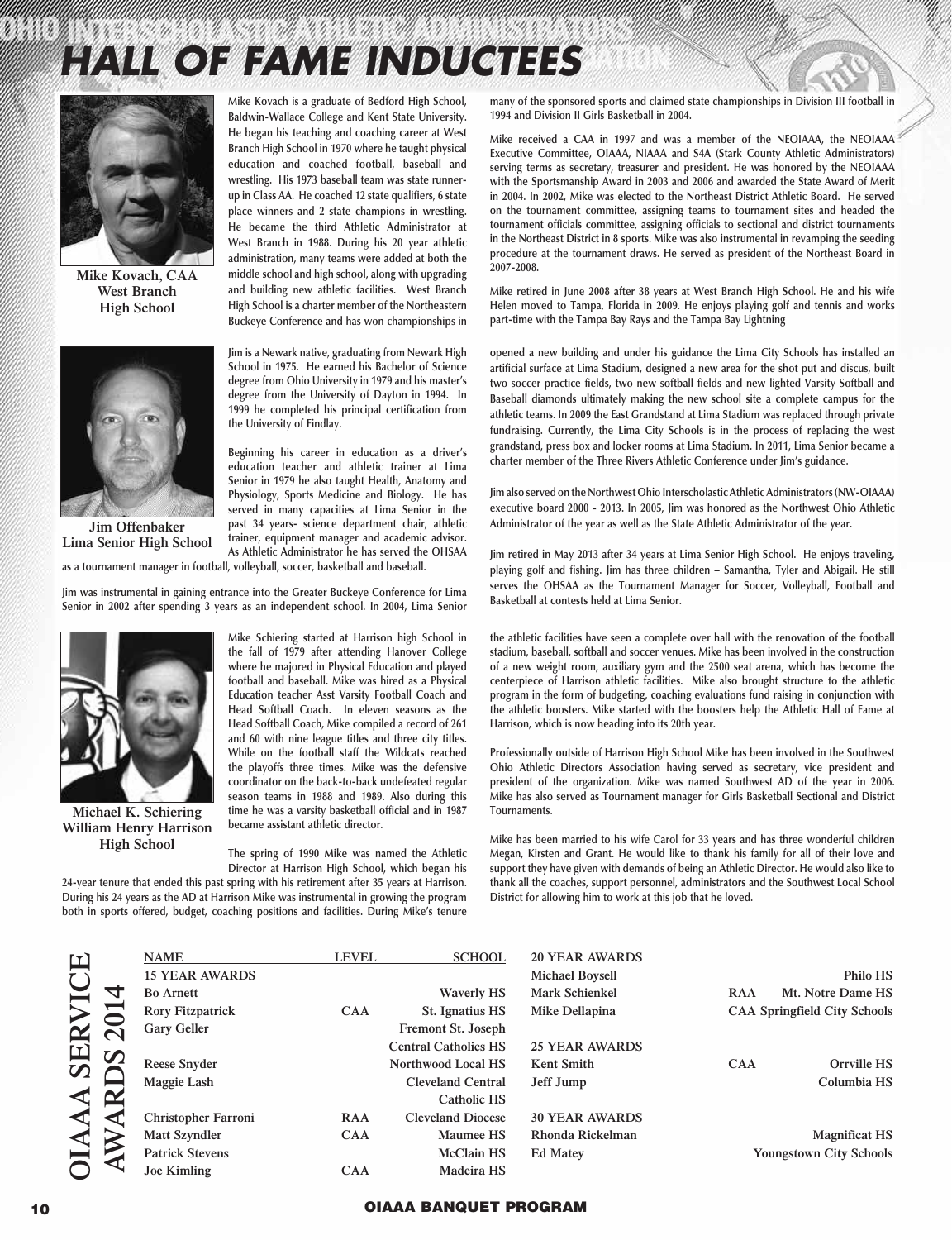# HALL OF FAME INDUCTEES

**Mike Kovach, CAA**
**West Branch High School**

Mike Kovach is a graduate of Bedford High School, Baldwin-Wallace College and Kent State University. He began his teaching and coaching career at West Branch High School in 1970 where he taught physical education and coached football, baseball and wrestling. His 1973 baseball team was state runner-up in Class AA. He coached 12 state qualifiers, 6 state place winners and 2 state champions in wrestling. He became the third Athletic Administrator at West Branch in 1988. During his 20 year athletic administration, many teams were added at both the middle school and high school, along with upgrading and building new athletic facilities. West Branch High School is a charter member of the Northeastern Buckeye Conference and has won championships in many of the sponsored sports and claimed state championships in Division III football in 1994 and Division II Girls Basketball in 2004.

Mike received a CAA in 1997 and was a member of the NEOIAAA, the NEOIAAA Executive Committee, OIAAA, NIAAA and S4A (Stark County Athletic Administrators) serving terms as secretary, treasurer and president. He was honored by the NEOIAAA with the Sportsmanship Award in 2003 and 2006 and awarded the State Award of Merit in 2004. In 2002, Mike was elected to the Northeast District Athletic Board. He served on the tournament committee, assigning teams to tournament sites and headed the tournament officials committee, assigning officials to sectional and district tournaments in the Northeast District in 8 sports. Mike was also instrumental in revamping the seeding procedure at the tournament draws. He served as president of the Northeast Board in 2007-2008.

Mike retired in June 2008 after 38 years at West Branch High School. He and his wife Helen moved to Tampa, Florida in 2009. He enjoys playing golf and tennis and works part-time with the Tampa Bay Rays and the Tampa Bay Lightning

**Jim Offenbaker**
**Lima Senior High School**

Jim is a Newark native, graduating from Newark High School in 1975. He earned his Bachelor of Science degree from Ohio University in 1979 and his master's degree from the University of Dayton in 1994. In 1999 he completed his principal certification from the University of Findlay.

Beginning his career in education as a driver's education teacher and athletic trainer at Lima Senior in 1979 he also taught Health, Anatomy and Physiology, Sports Medicine and Biology. He has served in many capacities at Lima Senior in the past 34 years- science department chair, athletic trainer, equipment manager and academic advisor. As Athletic Administrator he has served the OHSAA as a tournament manager in football, volleyball, soccer, basketball and baseball.

Jim was instrumental in gaining entrance into the Greater Buckeye Conference for Lima Senior in 2002 after spending 3 years as an independent school. In 2004, Lima Senior opened a new building and under his guidance the Lima City Schools has installed an artificial surface at Lima Stadium, designed a new area for the shot put and discus, built two soccer practice fields, two new softball fields and new lighted Varsity Softball and Baseball diamonds ultimately making the new school site a complete campus for the athletic teams. In 2009 the East Grandstand at Lima Stadium was replaced through private fundraising. Currently, the Lima City Schools is in the process of replacing the west grandstand, press box and locker rooms at Lima Stadium. In 2011, Lima Senior became a charter member of the Three Rivers Athletic Conference under Jim's guidance.

Jim also served on the Northwest Ohio Interscholastic Athletic Administrators (NW-OIAAA) executive board 2000 - 2013. In 2005, Jim was honored as the Northwest Ohio Athletic Administrator of the year as well as the State Athletic Administrator of the year.

Jim retired in May 2013 after 34 years at Lima Senior High School. He enjoys traveling, playing golf and fishing. Jim has three children – Samantha, Tyler and Abigail. He still serves the OHSAA as the Tournament Manager for Soccer, Volleyball, Football and Basketball at contests held at Lima Senior.

**Michael K. Schiering**
**William Henry Harrison High School**

Mike Schiering started at Harrison high School in the fall of 1979 after attending Hanover College where he majored in Physical Education and played football and baseball. Mike was hired as a Physical Education teacher Asst Varsity Football Coach and Head Softball Coach. In eleven seasons as the Head Softball Coach, Mike compiled a record of 261 and 60 with nine league titles and three city titles. While on the football staff the Wildcats reached the playoffs three times. Mike was the defensive coordinator on the back-to-back undefeated regular season teams in 1988 and 1989. Also during this time he was a varsity basketball official and in 1987 became assistant athletic director.

The spring of 1990 Mike was named the Athletic Director at Harrison High School, which began his 24-year tenure that ended this past spring with his retirement after 35 years at Harrison. During his 24 years as the AD at Harrison Mike was instrumental in growing the program both in sports offered, budget, coaching positions and facilities. During Mike's tenure the athletic facilities have seen a complete over hall with the renovation of the football stadium, baseball, softball and soccer venues. Mike has been involved in the construction of a new weight room, auxiliary gym and the 2500 seat arena, which has become the centerpiece of Harrison athletic facilities. Mike also brought structure to the athletic program in the form of budgeting, coaching evaluations fund raising in conjunction with the athletic boosters. Mike started with the boosters help the Athletic Hall of Fame at Harrison, which is now heading into its 20th year.

Professionally outside of Harrison High School Mike has been involved in the Southwest Ohio Athletic Directors Association having served as secretary, vice president and president of the organization. Mike was named Southwest AD of the year in 2006. Mike has also served as Tournament manager for Girls Basketball Sectional and District Tournaments.

Mike has been married to his wife Carol for 33 years and has three wonderful children Megan, Kirsten and Grant. He would like to thank his family for all of their love and support they have given with demands of being an Athletic Director. He would also like to thank all the coaches, support personnel, administrators and the Southwest Local School District for allowing him to work at this job that he loved.

## OIAAA SERVICE AWARDS 2014

| NAME | LEVEL | SCHOOL |
|---|---|---|
| **15 YEAR AWARDS** | | |
| Bo Arnett | | Waverly HS |
| Rory Fitzpatrick | CAA | St. Ignatius HS |
| Gary Geller | | Fremont St. Joseph Central Catholics HS |
| Reese Snyder | | Northwood Local HS |
| Maggie Lash | | Cleveland Central Catholic HS |
| Christopher Farroni | RAA | Cleveland Diocese |
| Matt Szyndler | CAA | Maumee HS |
| Patrick Stevens | | McClain HS |
| Joe Kimling | CAA | Madeira HS |
| **20 YEAR AWARDS** | | |
| Michael Boysell | | Philo HS |
| Mark Schienkel | RAA | Mt. Notre Dame HS |
| Mike Dellapina | CAA | Springfield City Schools |
| **25 YEAR AWARDS** | | |
| Kent Smith | CAA | Orrville HS |
| Jeff Jump | | Columbia HS |
| **30 YEAR AWARDS** | | |
| Rhonda Rickelman | | Magnificat HS |
| Ed Matey | | Youngstown City Schools |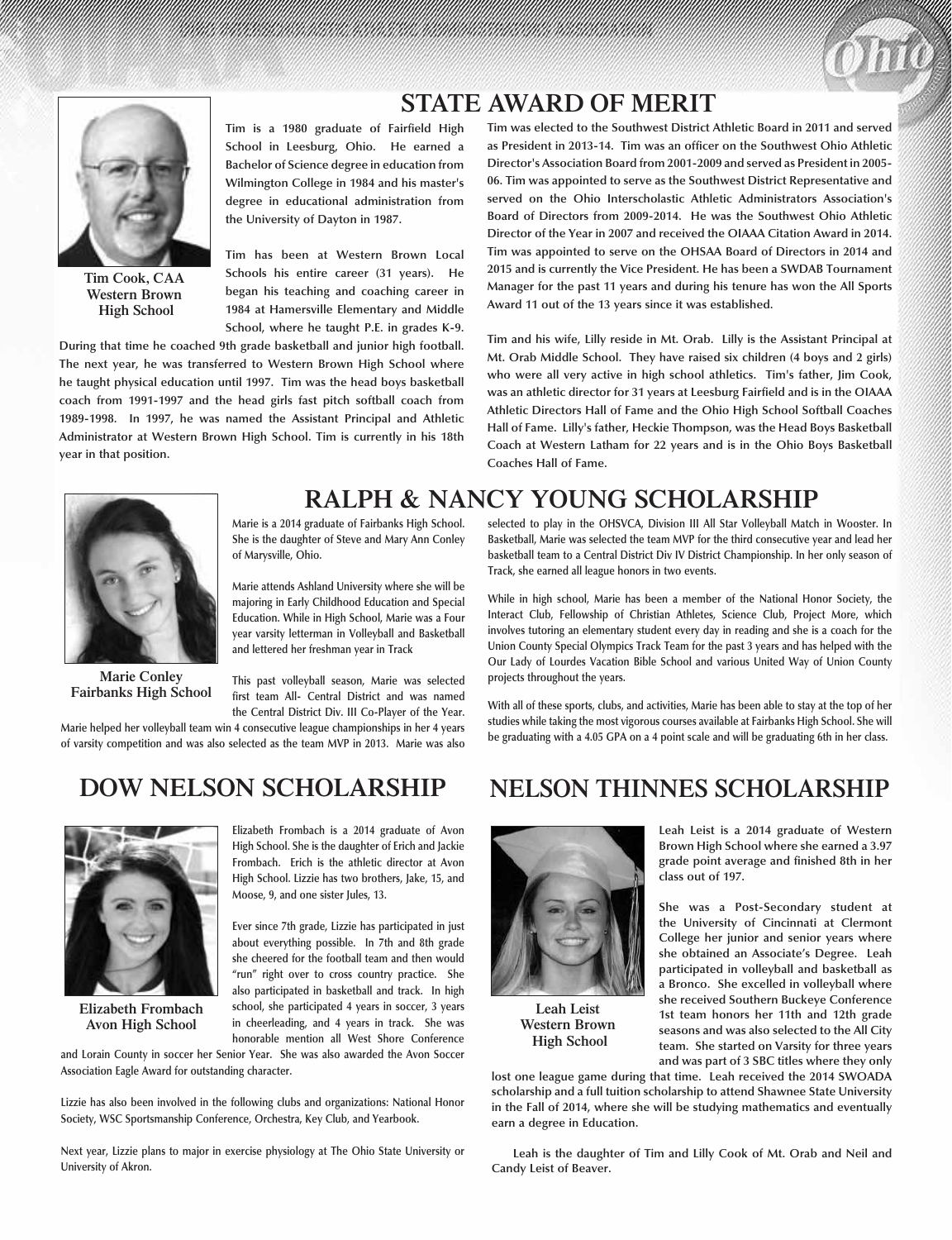## STATE AWARD OF MERIT

Tim Cook, CAA
Western Brown
High School

Tim is a 1980 graduate of Fairfield High School in Leesburg, Ohio. He earned a Bachelor of Science degree in education from Wilmington College in 1984 and his master's degree in educational administration from the University of Dayton in 1987.

Tim has been at Western Brown Local Schools his entire career (31 years). He began his teaching and coaching career in 1984 at Hamersville Elementary and Middle School, where he taught P.E. in grades K-9. During that time he coached 9th grade basketball and junior high football. The next year, he was transferred to Western Brown High School where he taught physical education until 1997. Tim was the head boys basketball coach from 1991-1997 and the head girls fast pitch softball coach from 1989-1998. In 1997, he was named the Assistant Principal and Athletic Administrator at Western Brown High School. Tim is currently in his 18th year in that position.

Tim was elected to the Southwest District Athletic Board in 2011 and served as President in 2013-14. Tim was an officer on the Southwest Ohio Athletic Director's Association Board from 2001-2009 and served as President in 2005-06. Tim was appointed to serve as the Southwest District Representative and served on the Ohio Interscholastic Athletic Administrators Association's Board of Directors from 2009-2014. He was the Southwest Ohio Athletic Director of the Year in 2007 and received the OIAAA Citation Award in 2014. Tim was appointed to serve on the OHSAA Board of Directors in 2014 and 2015 and is currently the Vice President. He has been a SWDAB Tournament Manager for the past 11 years and during his tenure has won the All Sports Award 11 out of the 13 years since it was established.

Tim and his wife, Lilly reside in Mt. Orab. Lilly is the Assistant Principal at Mt. Orab Middle School. They have raised six children (4 boys and 2 girls) who were all very active in high school athletics. Tim's father, Jim Cook, was an athletic director for 31 years at Leesburg Fairfield and is in the OIAAA Athletic Directors Hall of Fame and the Ohio High School Softball Coaches Hall of Fame. Lilly's father, Heckie Thompson, was the Head Boys Basketball Coach at Western Latham for 22 years and is in the Ohio Boys Basketball Coaches Hall of Fame.

## RALPH & NANCY YOUNG SCHOLARSHIP

Marie Conley
Fairbanks High School

Marie is a 2014 graduate of Fairbanks High School. She is the daughter of Steve and Mary Ann Conley of Marysville, Ohio.

Marie attends Ashland University where she will be majoring in Early Childhood Education and Special Education. While in High School, Marie was a Four year varsity letterman in Volleyball and Basketball and lettered her freshman year in Track

This past volleyball season, Marie was selected first team All- Central District and was named the Central District Div. III Co-Player of the Year. Marie helped her volleyball team win 4 consecutive league championships in her 4 years of varsity competition and was also selected as the team MVP in 2013. Marie was also selected to play in the OHSVCA, Division III All Star Volleyball Match in Wooster. In Basketball, Marie was selected the team MVP for the third consecutive year and lead her basketball team to a Central District Div IV District Championship. In her only season of Track, she earned all league honors in two events.

While in high school, Marie has been a member of the National Honor Society, the Interact Club, Fellowship of Christian Athletes, Science Club, Project More, which involves tutoring an elementary student every day in reading and she is a coach for the Union County Special Olympics Track Team for the past 3 years and has helped with the Our Lady of Lourdes Vacation Bible School and various United Way of Union County projects throughout the years.

With all of these sports, clubs, and activities, Marie has been able to stay at the top of her studies while taking the most vigorous courses available at Fairbanks High School. She will be graduating with a 4.05 GPA on a 4 point scale and will be graduating 6th in her class.

## DOW NELSON SCHOLARSHIP

Elizabeth Frombach
Avon High School

Elizabeth Frombach is a 2014 graduate of Avon High School. She is the daughter of Erich and Jackie Frombach. Erich is the athletic director at Avon High School. Lizzie has two brothers, Jake, 15, and Moose, 9, and one sister Jules, 13.

Ever since 7th grade, Lizzie has participated in just about everything possible. In 7th and 8th grade she cheered for the football team and then would "run" right over to cross country practice. She also participated in basketball and track. In high school, she participated 4 years in soccer, 3 years in cheerleading, and 4 years in track. She was honorable mention all West Shore Conference and Lorain County in soccer her Senior Year. She was also awarded the Avon Soccer Association Eagle Award for outstanding character.

Lizzie has also been involved in the following clubs and organizations: National Honor Society, WSC Sportsmanship Conference, Orchestra, Key Club, and Yearbook.

Next year, Lizzie plans to major in exercise physiology at The Ohio State University or University of Akron.

## NELSON THINNES SCHOLARSHIP

Leah Leist
Western Brown
High School

Leah Leist is a 2014 graduate of Western Brown High School where she earned a 3.97 grade point average and finished 8th in her class out of 197.

She was a Post-Secondary student at the University of Cincinnati at Clermont College her junior and senior years where she obtained an Associate's Degree. Leah participated in volleyball and basketball as a Bronco. She excelled in volleyball where she received Southern Buckeye Conference 1st team honors her 11th and 12th grade seasons and was also selected to the All City team. She started on Varsity for three years and was part of 3 SBC titles where they only lost one league game during that time. Leah received the 2014 SWOADA scholarship and a full tuition scholarship to attend Shawnee State University in the Fall of 2014, where she will be studying mathematics and eventually earn a degree in Education.

Leah is the daughter of Tim and Lilly Cook of Mt. Orab and Neil and Candy Leist of Beaver.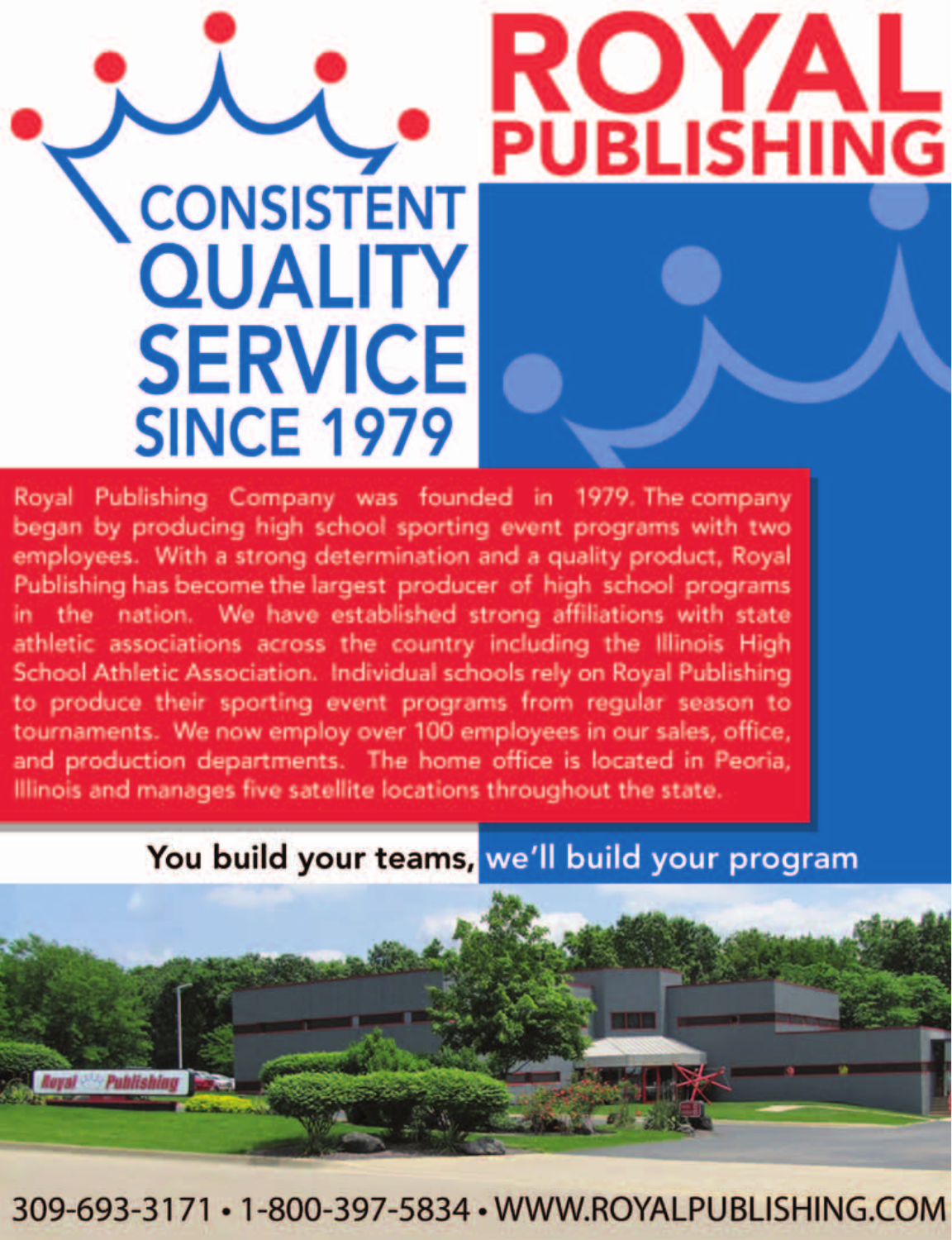# ROYAL PUBLISHING

## CONSISTENT QUALITY SERVICE SINCE 1979

Royal Publishing Company was founded in 1979. The company began by producing high school sporting event programs with two employees. With a strong determination and a quality product, Royal Publishing has become the largest producer of high school programs in the nation. We have established strong affiliations with state athletic associations across the country including the Illinois High School Athletic Association. Individual schools rely on Royal Publishing to produce their sporting event programs from regular season to tournaments. We now employ over 100 employees in our sales, office, and production departments. The home office is located in Peoria, Illinois and manages five satellite locations throughout the state.

**You build your teams, we'll build your program**

309-693-3171 • 1-800-397-5834 • WWW.ROYALPUBLISHING.COM